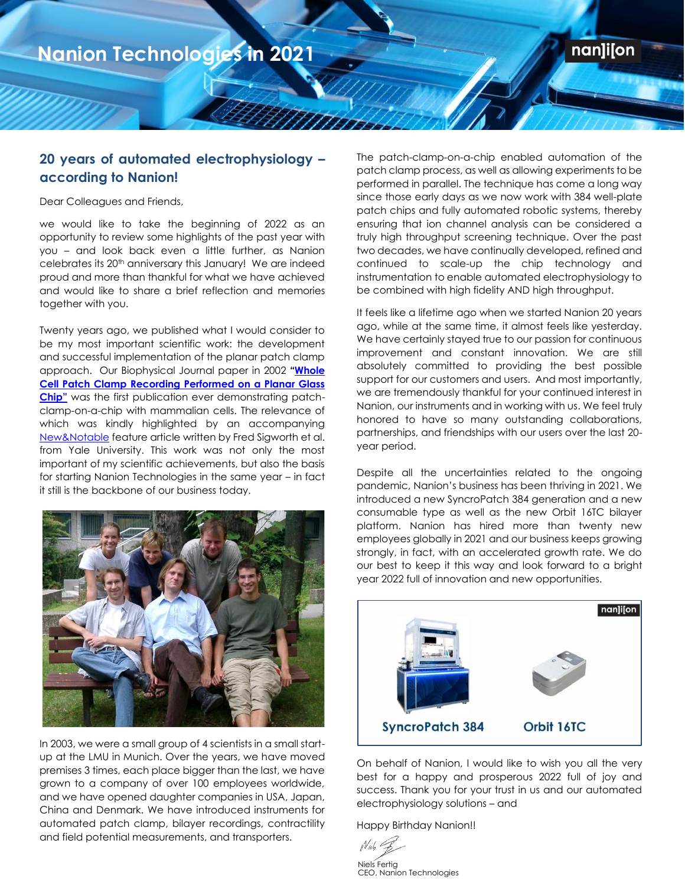# Nanion Technologies in 2021

## 20 years of automated electrophysiology – according to Nanion!

Dear Colleagues and Friends,

we would like to take the beginning of 2022 as an opportunity to review some highlights of the past year with you – and look back even a little further, as Nanion celebrates its 20th anniversary this January! We are indeed proud and more than thankful for what we have achieved and would like to share a brief reflection and memories together with you.

Twenty years ago, we published what I would consider to be my most important scientific work: the development and successful implementation of the planar patch clamp approach. Our Biophysical Journal paper in 2002 **"Whole Cell Patch Clamp Recording Performed on a Planar Glass Chip"** was the first publication ever demonstrating patch-clamp-on-a-chip with mammalian cells. The relevance of which was kindly highlighted by an accompanying New&Notable feature article written by Fred Sigworth et al. from Yale University. This work was not only the most important of my scientific achievements, but also the basis for starting Nanion Technologies in the same year – in fact it still is the backbone of our business today.

In 2003, we were a small group of 4 scientists in a small start-up at the LMU in Munich. Over the years, we have moved premises 3 times, each place bigger than the last, we have grown to a company of over 100 employees worldwide, and we have opened daughter companies in USA, Japan, China and Denmark. We have introduced instruments for automated patch clamp, bilayer recordings, contractility and field potential measurements, and transporters.

The patch-clamp-on-a-chip enabled automation of the patch clamp process, as well as allowing experiments to be performed in parallel. The technique has come a long way since those early days as we now work with 384 well-plate patch chips and fully automated robotic systems, thereby ensuring that ion channel analysis can be considered a truly high throughput screening technique. Over the past two decades, we have continually developed, refined and continued to scale-up the chip technology and instrumentation to enable automated electrophysiology to be combined with high fidelity AND high throughput.

It feels like a lifetime ago when we started Nanion 20 years ago, while at the same time, it almost feels like yesterday. We have certainly stayed true to our passion for continuous improvement and constant innovation. We are still absolutely committed to providing the best possible support for our customers and users. And most importantly, we are tremendously thankful for your continued interest in Nanion, our instruments and in working with us. We feel truly honored to have so many outstanding collaborations, partnerships, and friendships with our users over the last 20-year period.

Despite all the uncertainties related to the ongoing pandemic, Nanion's business has been thriving in 2021. We introduced a new SyncroPatch 384 generation and a new consumable type as well as the new Orbit 16TC bilayer platform. Nanion has hired more than twenty new employees globally in 2021 and our business keeps growing strongly, in fact, with an accelerated growth rate. We do our best to keep it this way and look forward to a bright year 2022 full of innovation and new opportunities.

SyncroPatch 384 | Orbit 16TC

On behalf of Nanion, I would like to wish you all the very best for a happy and prosperous 2022 full of joy and success. Thank you for your trust in us and our automated electrophysiology solutions – and

Happy Birthday Nanion!!

Niels Fertig
CEO, Nanion Technologies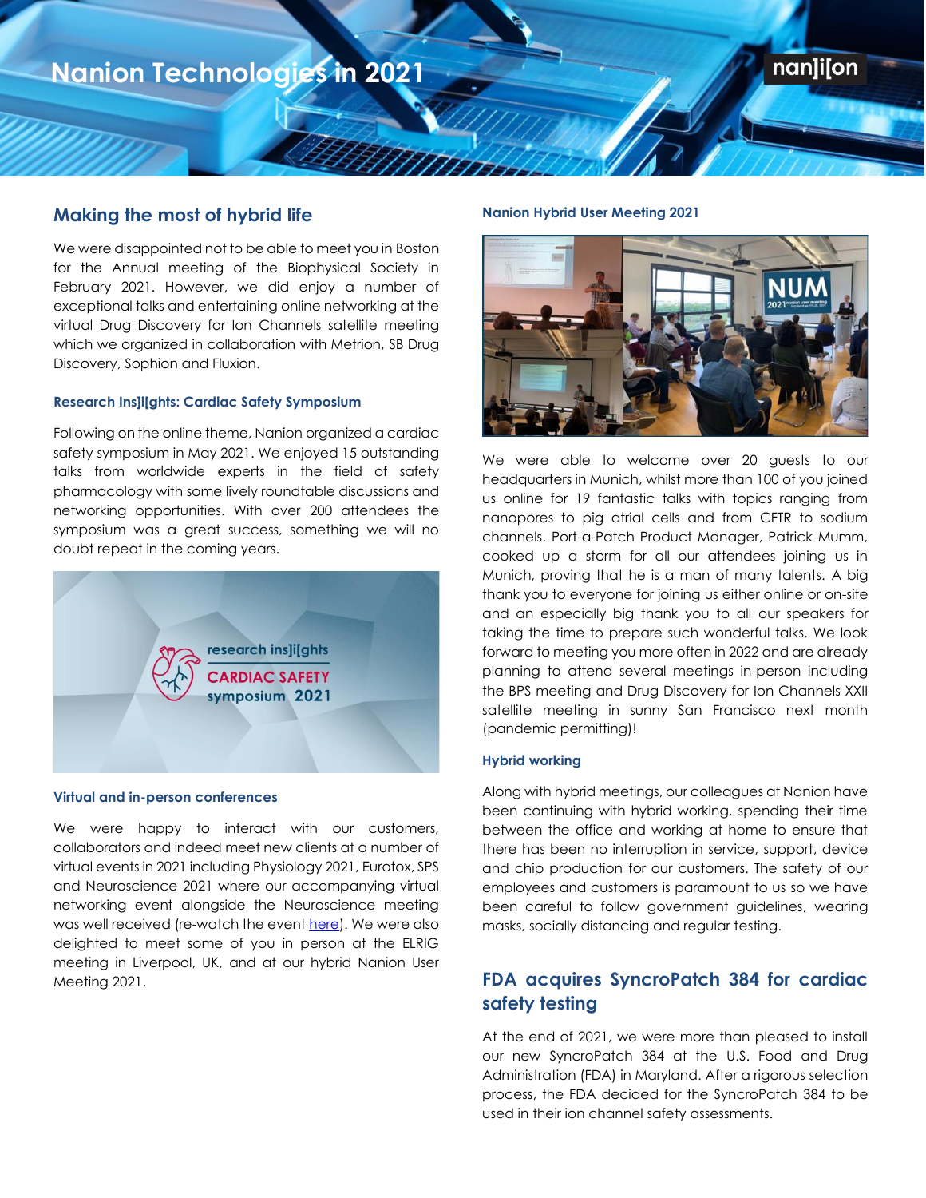# Nanion Technologies in 2021

## Making the most of hybrid life

We were disappointed not to be able to meet you in Boston for the Annual meeting of the Biophysical Society in February 2021. However, we did enjoy a number of exceptional talks and entertaining online networking at the virtual Drug Discovery for Ion Channels satellite meeting which we organized in collaboration with Metrion, SB Drug Discovery, Sophion and Fluxion.

### Research Ins]i[ghts: Cardiac Safety Symposium

Following on the online theme, Nanion organized a cardiac safety symposium in May 2021. We enjoyed 15 outstanding talks from worldwide experts in the field of safety pharmacology with some lively roundtable discussions and networking opportunities. With over 200 attendees the symposium was a great success, something we will no doubt repeat in the coming years.

### Virtual and in-person conferences

We were happy to interact with our customers, collaborators and indeed meet new clients at a number of virtual events in 2021 including Physiology 2021, Eurotox, SPS and Neuroscience 2021 where our accompanying virtual networking event alongside the Neuroscience meeting was well received (re-watch the event here). We were also delighted to meet some of you in person at the ELRIG meeting in Liverpool, UK, and at our hybrid Nanion User Meeting 2021.

### Nanion Hybrid User Meeting 2021

We were able to welcome over 20 guests to our headquarters in Munich, whilst more than 100 of you joined us online for 19 fantastic talks with topics ranging from nanopores to pig atrial cells and from CFTR to sodium channels. Port-a-Patch Product Manager, Patrick Mumm, cooked up a storm for all our attendees joining us in Munich, proving that he is a man of many talents. A big thank you to everyone for joining us either online or on-site and an especially big thank you to all our speakers for taking the time to prepare such wonderful talks. We look forward to meeting you more often in 2022 and are already planning to attend several meetings in-person including the BPS meeting and Drug Discovery for Ion Channels XXII satellite meeting in sunny San Francisco next month (pandemic permitting)!

### Hybrid working

Along with hybrid meetings, our colleagues at Nanion have been continuing with hybrid working, spending their time between the office and working at home to ensure that there has been no interruption in service, support, device and chip production for our customers. The safety of our employees and customers is paramount to us so we have been careful to follow government guidelines, wearing masks, socially distancing and regular testing.

## FDA acquires SyncroPatch 384 for cardiac safety testing

At the end of 2021, we were more than pleased to install our new SyncroPatch 384 at the U.S. Food and Drug Administration (FDA) in Maryland. After a rigorous selection process, the FDA decided for the SyncroPatch 384 to be used in their ion channel safety assessments.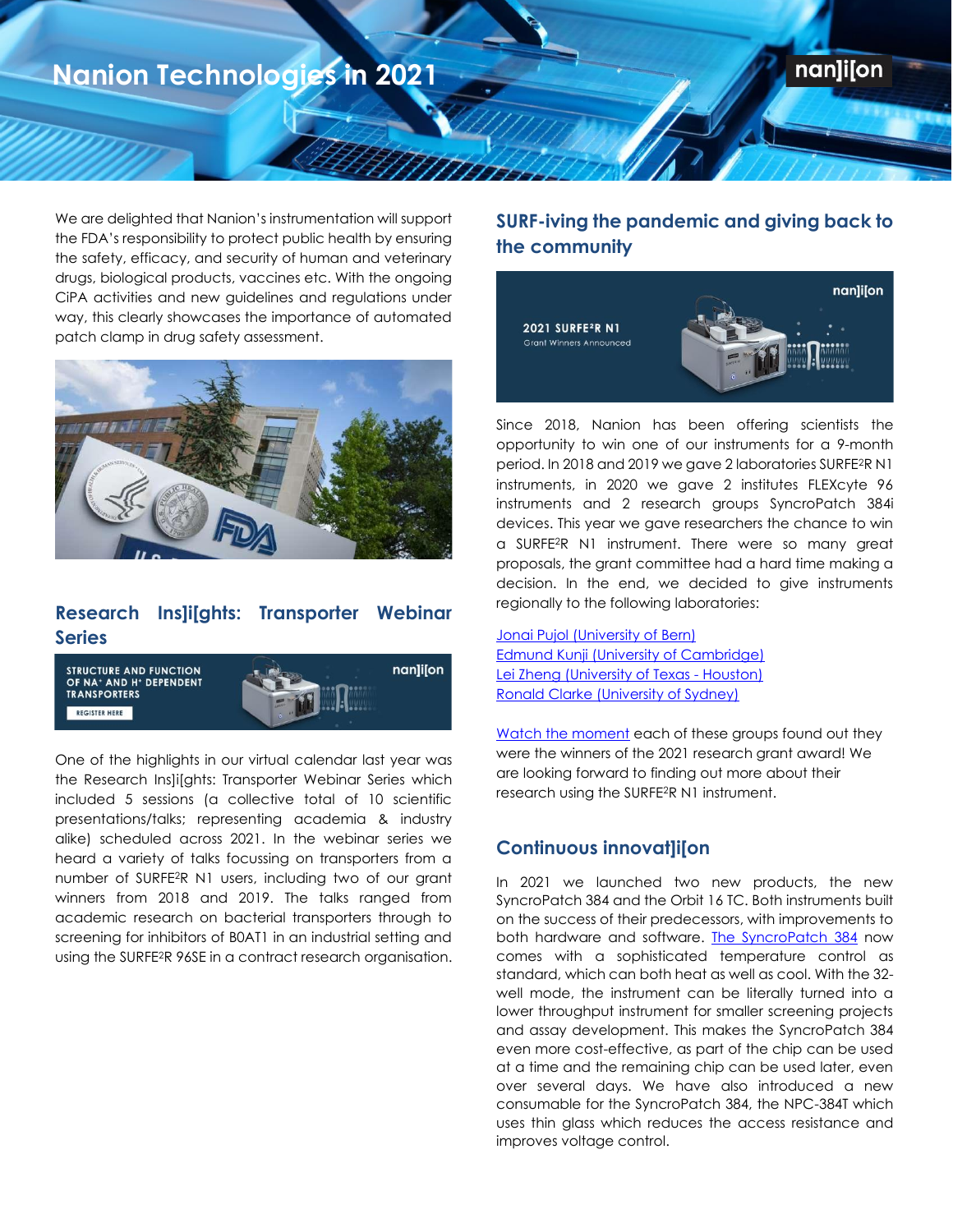# Nanion Technologies in 2021

We are delighted that Nanion's instrumentation will support the FDA's responsibility to protect public health by ensuring the safety, efficacy, and security of human and veterinary drugs, biological products, vaccines etc. With the ongoing CiPA activities and new guidelines and regulations under way, this clearly showcases the importance of automated patch clamp in drug safety assessment.

## Research Ins]i[ghts: Transporter Webinar Series

One of the highlights in our virtual calendar last year was the Research Ins]i[ghts: Transporter Webinar Series which included 5 sessions (a collective total of 10 scientific presentations/talks; representing academia & industry alike) scheduled across 2021. In the webinar series we heard a variety of talks focussing on transporters from a number of SURFE²R N1 users, including two of our grant winners from 2018 and 2019. The talks ranged from academic research on bacterial transporters through to screening for inhibitors of B0AT1 in an industrial setting and using the SURFE²R 96SE in a contract research organisation.

## SURF-iving the pandemic and giving back to the community

Since 2018, Nanion has been offering scientists the opportunity to win one of our instruments for a 9-month period. In 2018 and 2019 we gave 2 laboratories SURFE²R N1 instruments, in 2020 we gave 2 institutes FLEXcyte 96 instruments and 2 research groups SyncroPatch 384i devices. This year we gave researchers the chance to win a SURFE²R N1 instrument. There were so many great proposals, the grant committee had a hard time making a decision. In the end, we decided to give instruments regionally to the following laboratories:

- Jonai Pujol (University of Bern)
- Edmund Kunji (University of Cambridge)
- Lei Zheng (University of Texas - Houston)
- Ronald Clarke (University of Sydney)

Watch the moment each of these groups found out they were the winners of the 2021 research grant award! We are looking forward to finding out more about their research using the SURFE²R N1 instrument.

## Continuous innovat]i[on

In 2021 we launched two new products, the new SyncroPatch 384 and the Orbit 16 TC. Both instruments built on the success of their predecessors, with improvements to both hardware and software. The SyncroPatch 384 now comes with a sophisticated temperature control as standard, which can both heat as well as cool. With the 32-well mode, the instrument can be literally turned into a lower throughput instrument for smaller screening projects and assay development. This makes the SyncroPatch 384 even more cost-effective, as part of the chip can be used at a time and the remaining chip can be used later, even over several days. We have also introduced a new consumable for the SyncroPatch 384, the NPC-384T which uses thin glass which reduces the access resistance and improves voltage control.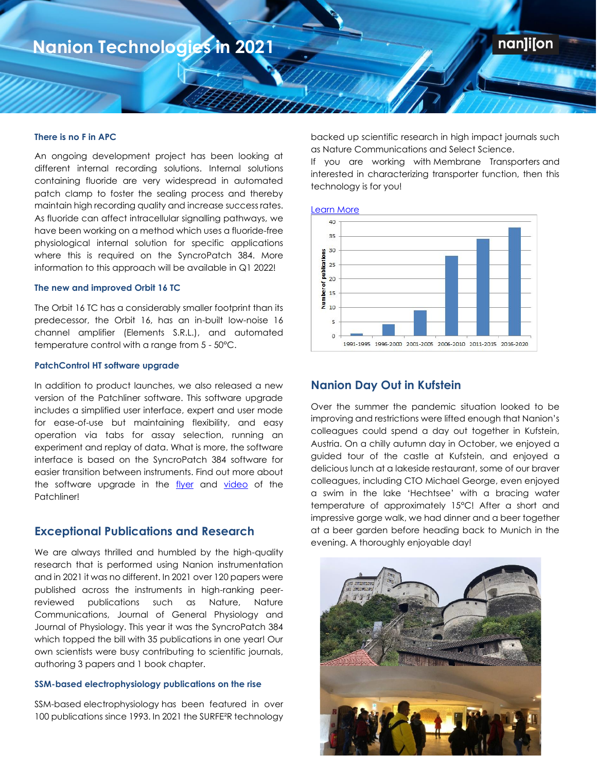# Nanion Technologies in 2021

### There is no F in APC

An ongoing development project has been looking at different internal recording solutions. Internal solutions containing fluoride are very widespread in automated patch clamp to foster the sealing process and thereby maintain high recording quality and increase success rates. As fluoride can affect intracellular signalling pathways, we have been working on a method which uses a fluoride-free physiological internal solution for specific applications where this is required on the SyncroPatch 384. More information to this approach will be available in Q1 2022!

### The new and improved Orbit 16 TC

The Orbit 16 TC has a considerably smaller footprint than its predecessor, the Orbit 16, has an in-built low-noise 16 channel amplifier (Elements S.R.L.), and automated temperature control with a range from 5 - 50°C.

### PatchControl HT software upgrade

In addition to product launches, we also released a new version of the Patchliner software. This software upgrade includes a simplified user interface, expert and user mode for ease-of-use but maintaining flexibility, and easy operation via tabs for assay selection, running an experiment and replay of data. What is more, the software interface is based on the SyncroPatch 384 software for easier transition between instruments. Find out more about the software upgrade in the flyer and video of the Patchliner!

## Exceptional Publications and Research

We are always thrilled and humbled by the high-quality research that is performed using Nanion instrumentation and in 2021 it was no different. In 2021 over 120 papers were published across the instruments in high-ranking peer-reviewed publications such as Nature, Nature Communications, Journal of General Physiology and Journal of Physiology. This year it was the SyncroPatch 384 which topped the bill with 35 publications in one year! Our own scientists were busy contributing to scientific journals, authoring 3 papers and 1 book chapter.

### SSM-based electrophysiology publications on the rise

SSM-based electrophysiology has been featured in over 100 publications since 1993. In 2021 the SURFE²R technology backed up scientific research in high impact journals such as Nature Communications and Select Science.

If you are working with Membrane Transporters and interested in characterizing transporter function, then this technology is for you!

Learn More

| Period | Number of publications |
|---|---|
| 1991-1995 | ~1 |
| 1996-2000 | ~4 |
| 2001-2005 | ~9 |
| 2006-2010 | ~28 |
| 2011-2015 | ~34 |
| 2016-2020 | ~38 |

## Nanion Day Out in Kufstein

Over the summer the pandemic situation looked to be improving and restrictions were lifted enough that Nanion's colleagues could spend a day out together in Kufstein, Austria. On a chilly autumn day in October, we enjoyed a guided tour of the castle at Kufstein, and enjoyed a delicious lunch at a lakeside restaurant, some of our braver colleagues, including CTO Michael George, even enjoyed a swim in the lake 'Hechtsee' with a bracing water temperature of approximately 15°C! After a short and impressive gorge walk, we had dinner and a beer together at a beer garden before heading back to Munich in the evening. A thoroughly enjoyable day!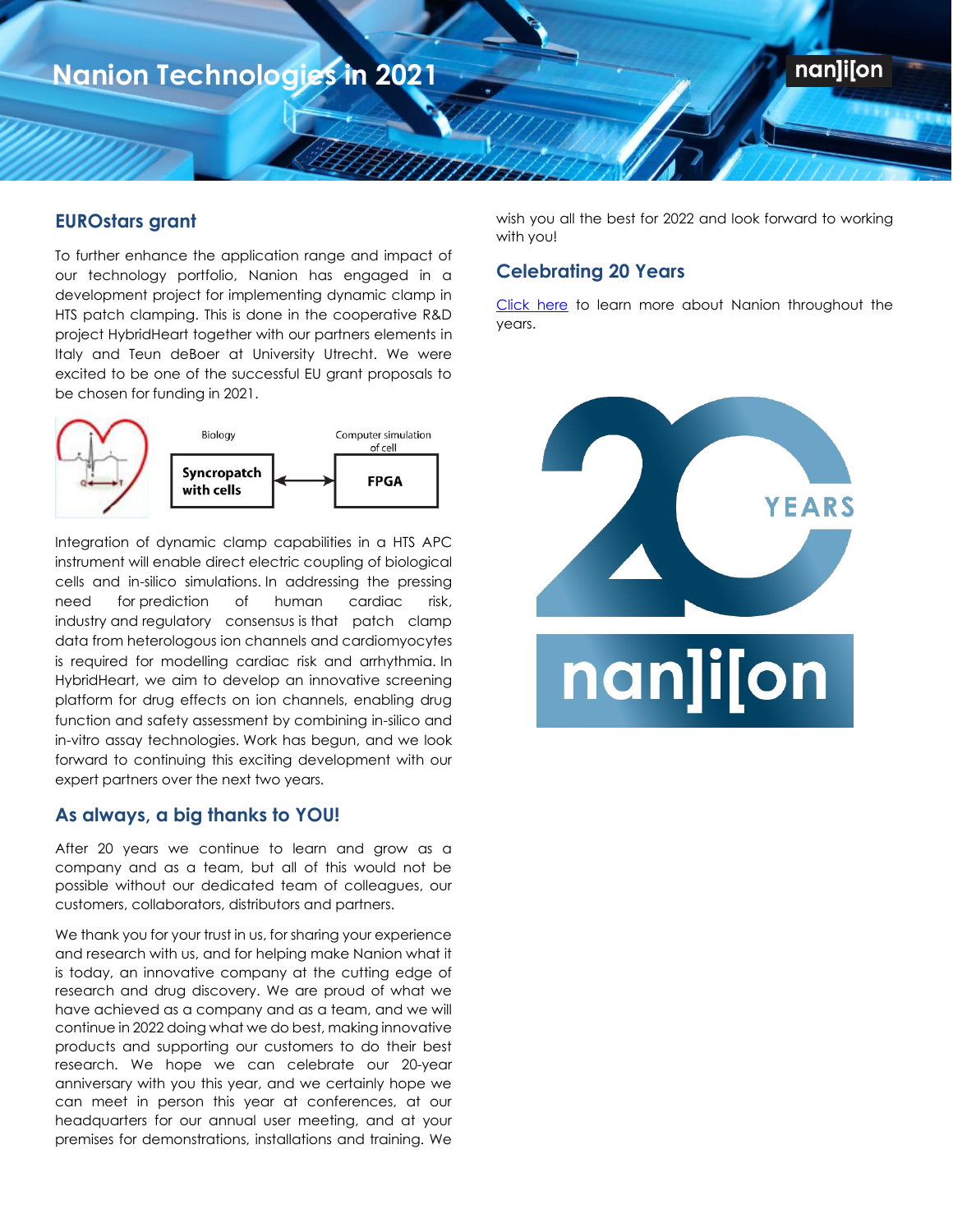# Nanion Technologies in 2021

## EUROstars grant

To further enhance the application range and impact of our technology portfolio, Nanion has engaged in a development project for implementing dynamic clamp in HTS patch clamping. This is done in the cooperative R&D project HybridHeart together with our partners elements in Italy and Teun deBoer at University Utrecht. We were excited to be one of the successful EU grant proposals to be chosen for funding in 2021.

Biology

Syncropatch with cells

Computer simulation of cell

FPGA

Integration of dynamic clamp capabilities in a HTS APC instrument will enable direct electric coupling of biological cells and in-silico simulations. In addressing the pressing need for prediction of human cardiac risk, industry and regulatory consensus is that patch clamp data from heterologous ion channels and cardiomyocytes is required for modelling cardiac risk and arrhythmia. In HybridHeart, we aim to develop an innovative screening platform for drug effects on ion channels, enabling drug function and safety assessment by combining in-silico and in-vitro assay technologies. Work has begun, and we look forward to continuing this exciting development with our expert partners over the next two years.

## As always, a big thanks to YOU!

After 20 years we continue to learn and grow as a company and as a team, but all of this would not be possible without our dedicated team of colleagues, our customers, collaborators, distributors and partners.

We thank you for your trust in us, for sharing your experience and research with us, and for helping make Nanion what it is today, an innovative company at the cutting edge of research and drug discovery. We are proud of what we have achieved as a company and as a team, and we will continue in 2022 doing what we do best, making innovative products and supporting our customers to do their best research. We hope we can celebrate our 20-year anniversary with you this year, and we certainly hope we can meet in person this year at conferences, at our headquarters for our annual user meeting, and at your premises for demonstrations, installations and training. We wish you all the best for 2022 and look forward to working with you!

## Celebrating 20 Years

Click here to learn more about Nanion throughout the years.

20 YEARS

nan]i[on